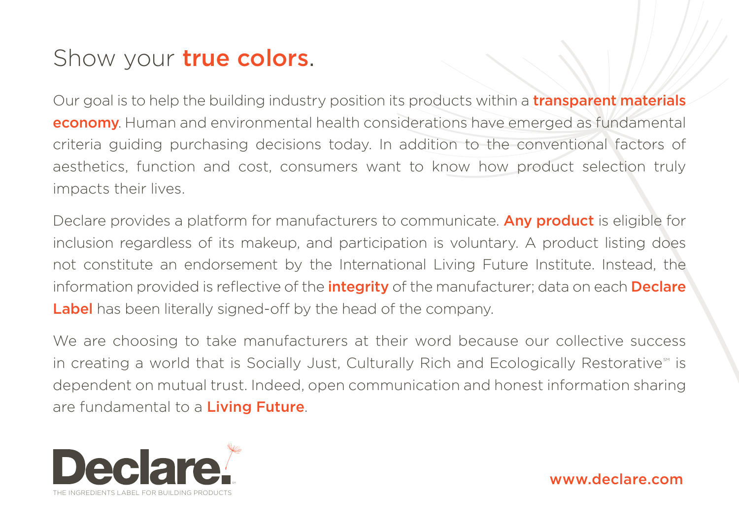# Show your **true colors**.

Our goal is to help the building industry position its products within a **transparent materials economy**. Human and environmental health considerations have emerged as fundamental criteria guiding purchasing decisions today. In addition to the conventional factors of aesthetics, function and cost, consumers want to know how product selection truly impacts their lives.

Declare provides a platform for manufacturers to communicate. **Any product** is eligible for inclusion regardless of its makeup, and participation is voluntary. A product listing does not constitute an endorsement by the International Living Future Institute. Instead, the information provided is reflective of the **integrity** of the manufacturer; data on each **Declare Label** has been literally signed-off by the head of the company.

We are choosing to take manufacturers at their word because our collective success in creating a world that is Socially Just, Culturally Rich and Ecologically Restorative℠ is dependent on mutual trust. Indeed, open communication and honest information sharing are fundamental to a **Living Future**.

Declare.℠

THE INGREDIENTS LABEL FOR BUILDING PRODUCTS

www.declare.com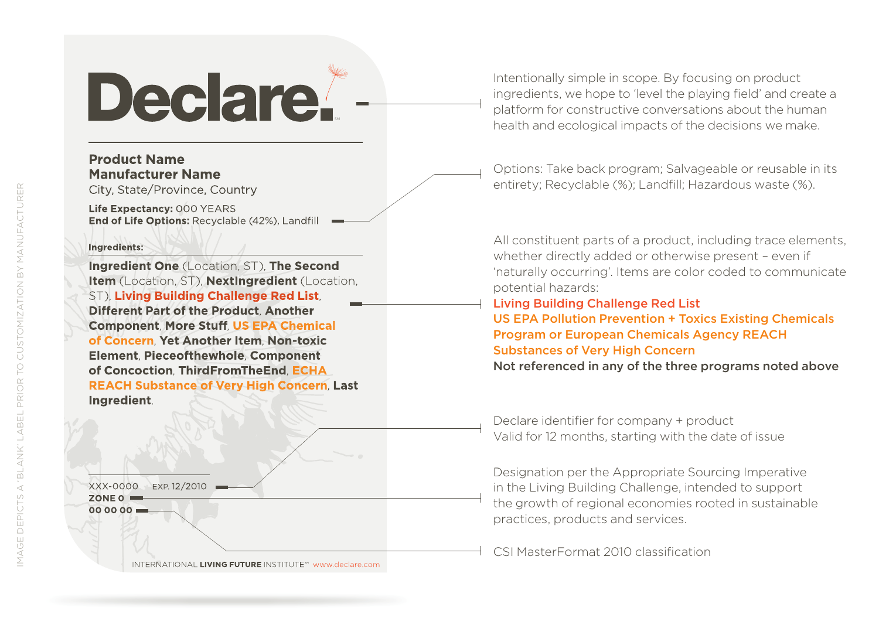# Declare.

**Product Name**
**Manufacturer Name**
City, State/Province, Country

**Life Expectancy:** 000 YEARS
**End of Life Options:** Recyclable (42%), Landfill

**Ingredients:**

**Ingredient One** (Location, ST), **The Second Item** (Location, ST), **NextIngredient** (Location, ST), **Living Building Challenge Red List**, **Different Part of the Product**, **Another Component**, **More Stuff**, **US EPA Chemical of Concern**, **Yet Another Item**, **Non-toxic Element**, **Pieceofthewhole**, **Component of Concoction**, **ThirdFromTheEnd**, **ECHA REACH Substance of Very High Concern**, **Last Ingredient**.

XXX-0000 EXP. 12/2010
**ZONE 0**
**00 00 00**

INTERNATIONAL **LIVING FUTURE** INSTITUTE℠ www.declare.com

---

Intentionally simple in scope. By focusing on product ingredients, we hope to 'level the playing field' and create a platform for constructive conversations about the human health and ecological impacts of the decisions we make.

Options: Take back program; Salvageable or reusable in its entirety; Recyclable (%); Landfill; Hazardous waste (%).

All constituent parts of a product, including trace elements, whether directly added or otherwise present – even if 'naturally occurring'. Items are color coded to communicate potential hazards:

**Living Building Challenge Red List**
**US EPA Pollution Prevention + Toxics Existing Chemicals Program or European Chemicals Agency REACH Substances of Very High Concern**
**Not referenced in any of the three programs noted above**

Declare identifier for company + product
Valid for 12 months, starting with the date of issue

Designation per the Appropriate Sourcing Imperative in the Living Building Challenge, intended to support the growth of regional economies rooted in sustainable practices, products and services.

CSI MasterFormat 2010 classification

IMAGE DEPICTS A 'BLANK' LABEL PRIOR TO CUSTOMIZATION BY MANUFACTURER